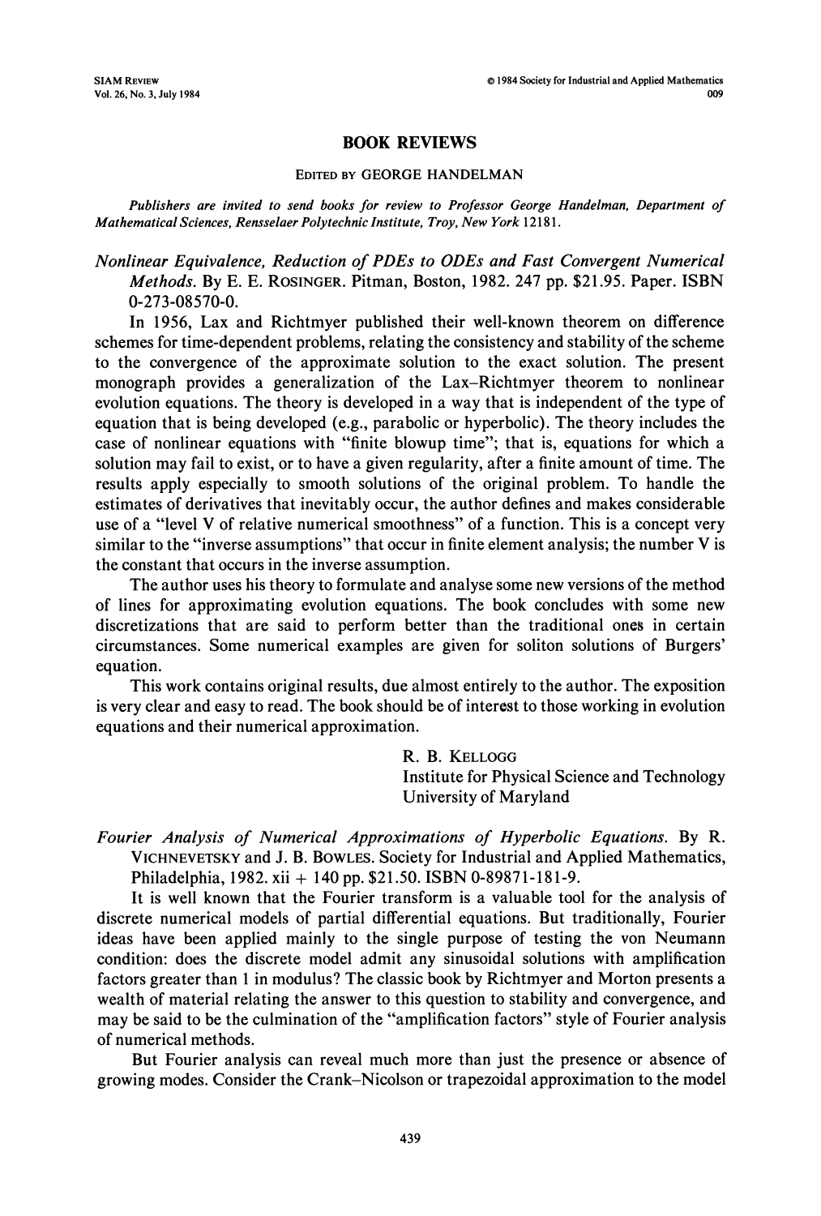# BOOK REVIEWS

EDITED BY GEORGE HANDELMAN

*Publishers are invited to send books for review to Professor George Handelman, Department of Mathematical Sciences, Rensselaer Polytechnic Institute, Troy, New York 12181.*

*Nonlinear Equivalence, Reduction of PDEs to ODEs and Fast Convergent Numerical Methods.* By E. E. ROSINGER. Pitman, Boston, 1982. 247 pp. \$21.95. Paper. ISBN 0-273-08570-0.

In 1956, Lax and Richtmyer published their well-known theorem on difference schemes for time-dependent problems, relating the consistency and stability of the scheme to the convergence of the approximate solution to the exact solution. The present monograph provides a generalization of the Lax–Richtmyer theorem to nonlinear evolution equations. The theory is developed in a way that is independent of the type of equation that is being developed (e.g., parabolic or hyperbolic). The theory includes the case of nonlinear equations with "finite blowup time"; that is, equations for which a solution may fail to exist, or to have a given regularity, after a finite amount of time. The results apply especially to smooth solutions of the original problem. To handle the estimates of derivatives that inevitably occur, the author defines and makes considerable use of a "level V of relative numerical smoothness" of a function. This is a concept very similar to the "inverse assumptions" that occur in finite element analysis; the number V is the constant that occurs in the inverse assumption.

The author uses his theory to formulate and analyse some new versions of the method of lines for approximating evolution equations. The book concludes with some new discretizations that are said to perform better than the traditional ones in certain circumstances. Some numerical examples are given for soliton solutions of Burgers' equation.

This work contains original results, due almost entirely to the author. The exposition is very clear and easy to read. The book should be of interest to those working in evolution equations and their numerical approximation.

R. B. KELLOGG
Institute for Physical Science and Technology
University of Maryland

*Fourier Analysis of Numerical Approximations of Hyperbolic Equations.* By R. VICHNEVETSKY and J. B. BOWLES. Society for Industrial and Applied Mathematics, Philadelphia, 1982. xii + 140 pp. \$21.50. ISBN 0-89871-181-9.

It is well known that the Fourier transform is a valuable tool for the analysis of discrete numerical models of partial differential equations. But traditionally, Fourier ideas have been applied mainly to the single purpose of testing the von Neumann condition: does the discrete model admit any sinusoidal solutions with amplification factors greater than 1 in modulus? The classic book by Richtmyer and Morton presents a wealth of material relating the answer to this question to stability and convergence, and may be said to be the culmination of the "amplification factors" style of Fourier analysis of numerical methods.

But Fourier analysis can reveal much more than just the presence or absence of growing modes. Consider the Crank–Nicolson or trapezoidal approximation to the model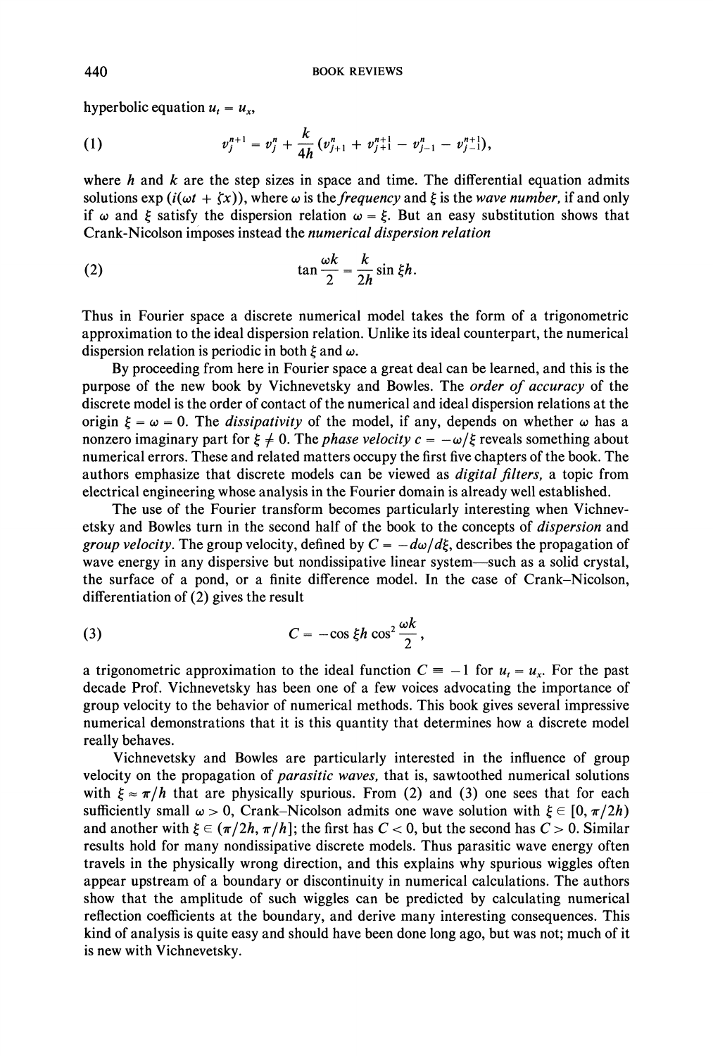hyperbolic equation $u_t = u_x$,

$$v_j^{n+1} = v_j^n + \frac{k}{4h}(v_{j+1}^n + v_{j+1}^{n+1} - v_{j-1}^n - v_{j-1}^{n+1}), \tag{1}$$

where $h$ and $k$ are the step sizes in space and time. The differential equation admits solutions $\exp(i(\omega t + \xi x))$, where $\omega$ is the *frequency* and $\xi$ is the *wave number*, if and only if $\omega$ and $\xi$ satisfy the dispersion relation $\omega = \xi$. But an easy substitution shows that Crank-Nicolson imposes instead the *numerical dispersion relation*

$$\tan\frac{\omega k}{2} = \frac{k}{2h}\sin \xi h. \tag{2}$$

Thus in Fourier space a discrete numerical model takes the form of a trigonometric approximation to the ideal dispersion relation. Unlike its ideal counterpart, the numerical dispersion relation is periodic in both $\xi$ and $\omega$.

By proceeding from here in Fourier space a great deal can be learned, and this is the purpose of the new book by Vichnevetsky and Bowles. The *order of accuracy* of the discrete model is the order of contact of the numerical and ideal dispersion relations at the origin $\xi = \omega = 0$. The *dissipativity* of the model, if any, depends on whether $\omega$ has a nonzero imaginary part for $\xi \neq 0$. The *phase velocity* $c = -\omega/\xi$ reveals something about numerical errors. These and related matters occupy the first five chapters of the book. The authors emphasize that discrete models can be viewed as *digital filters*, a topic from electrical engineering whose analysis in the Fourier domain is already well established.

The use of the Fourier transform becomes particularly interesting when Vichnevetsky and Bowles turn in the second half of the book to the concepts of *dispersion* and *group velocity*. The group velocity, defined by $C = -d\omega/d\xi$, describes the propagation of wave energy in any dispersive but nondissipative linear system—such as a solid crystal, the surface of a pond, or a finite difference model. In the case of Crank–Nicolson, differentiation of (2) gives the result

$$C = -\cos \xi h \cos^2 \frac{\omega k}{2}, \tag{3}$$

a trigonometric approximation to the ideal function $C \equiv -1$ for $u_t = u_x$. For the past decade Prof. Vichnevetsky has been one of a few voices advocating the importance of group velocity to the behavior of numerical methods. This book gives several impressive numerical demonstrations that it is this quantity that determines how a discrete model really behaves.

Vichnevetsky and Bowles are particularly interested in the influence of group velocity on the propagation of *parasitic waves*, that is, sawtoothed numerical solutions with $\xi \approx \pi/h$ that are physically spurious. From (2) and (3) one sees that for each sufficiently small $\omega > 0$, Crank–Nicolson admits one wave solution with $\xi \in [0, \pi/2h)$ and another with $\xi \in (\pi/2h, \pi/h]$; the first has $C < 0$, but the second has $C > 0$. Similar results hold for many nondissipative discrete models. Thus parasitic wave energy often travels in the physically wrong direction, and this explains why spurious wiggles often appear upstream of a boundary or discontinuity in numerical calculations. The authors show that the amplitude of such wiggles can be predicted by calculating numerical reflection coefficients at the boundary, and derive many interesting consequences. This kind of analysis is quite easy and should have been done long ago, but was not; much of it is new with Vichnevetsky.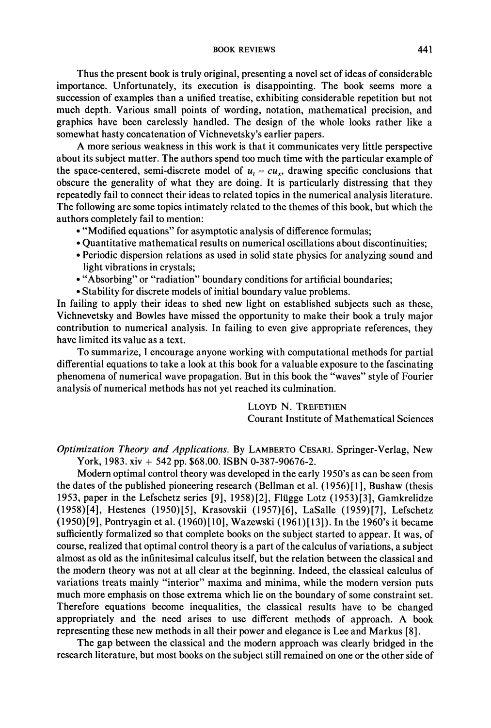Thus the present book is truly original, presenting a novel set of ideas of considerable importance. Unfortunately, its execution is disappointing. The book seems more a succession of examples than a unified treatise, exhibiting considerable repetition but not much depth. Various small points of wording, notation, mathematical precision, and graphics have been carelessly handled. The design of the whole looks rather like a somewhat hasty concatenation of Vichnevetsky's earlier papers.

A more serious weakness in this work is that it communicates very little perspective about its subject matter. The authors spend too much time with the particular example of the space-centered, semi-discrete model of $u_t = cu_x$, drawing specific conclusions that obscure the generality of what they are doing. It is particularly distressing that they repeatedly fail to connect their ideas to related topics in the numerical analysis literature. The following are some topics intimately related to the themes of this book, but which the authors completely fail to mention:

- "Modified equations" for asymptotic analysis of difference formulas;
- Quantitative mathematical results on numerical oscillations about discontinuities;
- Periodic dispersion relations as used in solid state physics for analyzing sound and light vibrations in crystals;
- "Absorbing" or "radiation" boundary conditions for artificial boundaries;
- Stability for discrete models of initial boundary value problems.

In failing to apply their ideas to shed new light on established subjects such as these, Vichnevetsky and Bowles have missed the opportunity to make their book a truly major contribution to numerical analysis. In failing to even give appropriate references, they have limited its value as a text.

To summarize, I encourage anyone working with computational methods for partial differential equations to take a look at this book for a valuable exposure to the fascinating phenomena of numerical wave propagation. But in this book the "waves" style of Fourier analysis of numerical methods has not yet reached its culmination.

LLOYD N. TREFETHEN
Courant Institute of Mathematical Sciences

*Optimization Theory and Applications.* By LAMBERTO CESARI. Springer-Verlag, New York, 1983. xiv + 542 pp. $68.00. ISBN 0-387-90676-2.

Modern optimal control theory was developed in the early 1950's as can be seen from the dates of the published pioneering research (Bellman et al. (1956)[1], Bushaw (thesis 1953, paper in the Lefschetz series [9], 1958)[2], Flügge Lotz (1953)[3], Gamkrelidze (1958)[4], Hestenes (1950)[5], Krasovskii (1957)[6], LaSalle (1959)[7], Lefschetz (1950)[9], Pontryagin et al. (1960)[10], Wazewski (1961)[13]). In the 1960's it became sufficiently formalized so that complete books on the subject started to appear. It was, of course, realized that optimal control theory is a part of the calculus of variations, a subject almost as old as the infinitesimal calculus itself, but the relation between the classical and the modern theory was not at all clear at the beginning. Indeed, the classical calculus of variations treats mainly "interior" maxima and minima, while the modern version puts much more emphasis on those extrema which lie on the boundary of some constraint set. Therefore equations become inequalities, the classical results have to be changed appropriately and the need arises to use different methods of approach. A book representing these new methods in all their power and elegance is Lee and Markus [8].

The gap between the classical and the modern approach was clearly bridged in the research literature, but most books on the subject still remained on one or the other side of